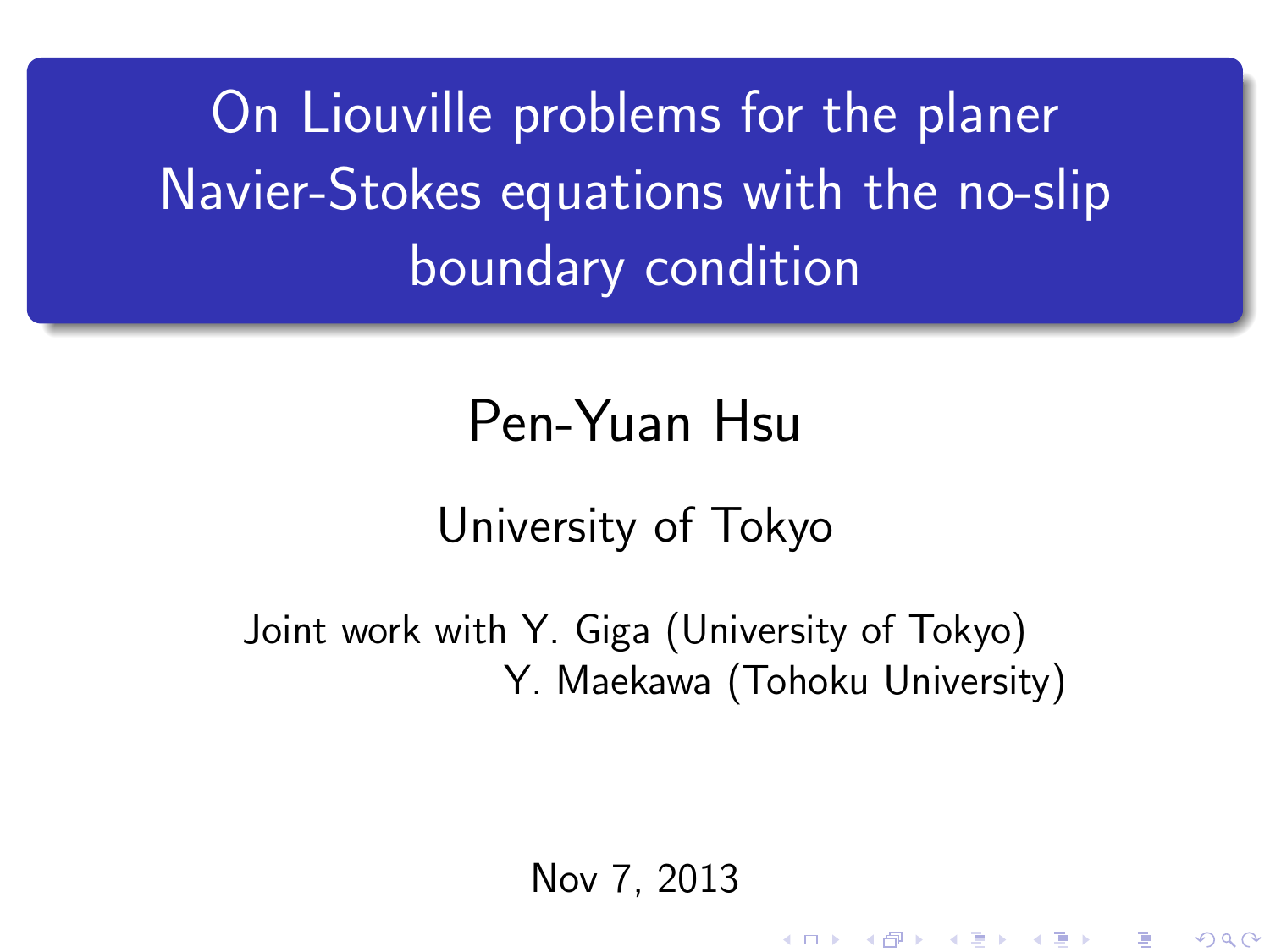# On Liouville problems for the planer Navier-Stokes equations with the no-slip boundary condition

Pen-Yuan Hsu

University of Tokyo

Joint work with Y. Giga (University of Tokyo)
Y. Maekawa (Tohoku University)

Nov 7, 2013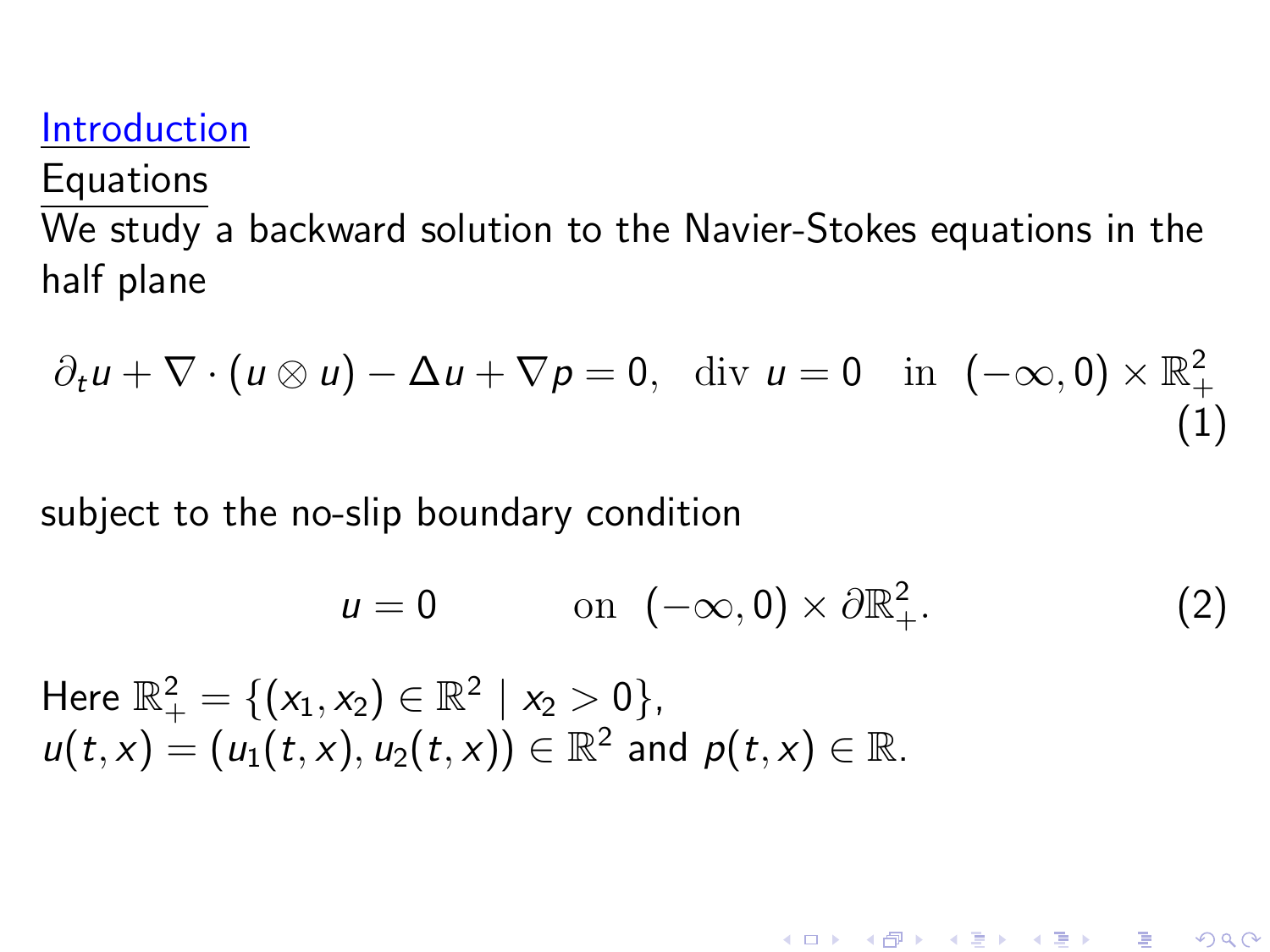## Introduction

### Equations

We study a backward solution to the Navier-Stokes equations in the half plane

$$\partial_t u + \nabla \cdot (u \otimes u) - \Delta u + \nabla p = 0, \quad \mathrm{div}\ u = 0 \quad \text{in} \ (-\infty, 0) \times \mathbb{R}^2_+ \tag{1}$$

subject to the no-slip boundary condition

$$u = 0 \qquad \text{on} \ (-\infty, 0) \times \partial\mathbb{R}^2_+. \tag{2}$$

Here $\mathbb{R}^2_+ = \{(x_1, x_2) \in \mathbb{R}^2 \mid x_2 > 0\}$,
$u(t,x) = (u_1(t,x), u_2(t,x)) \in \mathbb{R}^2$ and $p(t,x) \in \mathbb{R}$.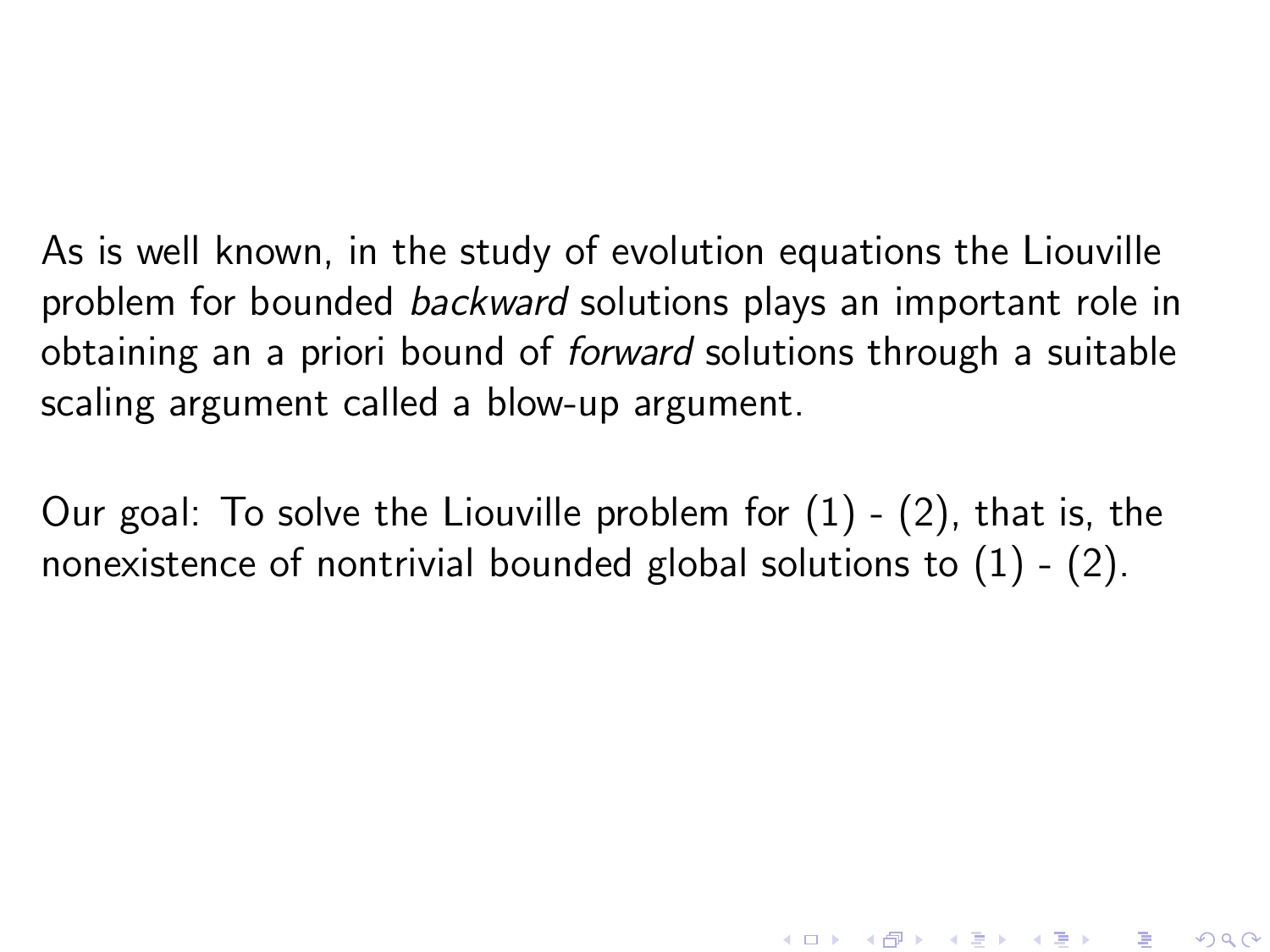As is well known, in the study of evolution equations the Liouville problem for bounded *backward* solutions plays an important role in obtaining an a priori bound of *forward* solutions through a suitable scaling argument called a blow-up argument.

Our goal: To solve the Liouville problem for (1) - (2), that is, the nonexistence of nontrivial bounded global solutions to (1) - (2).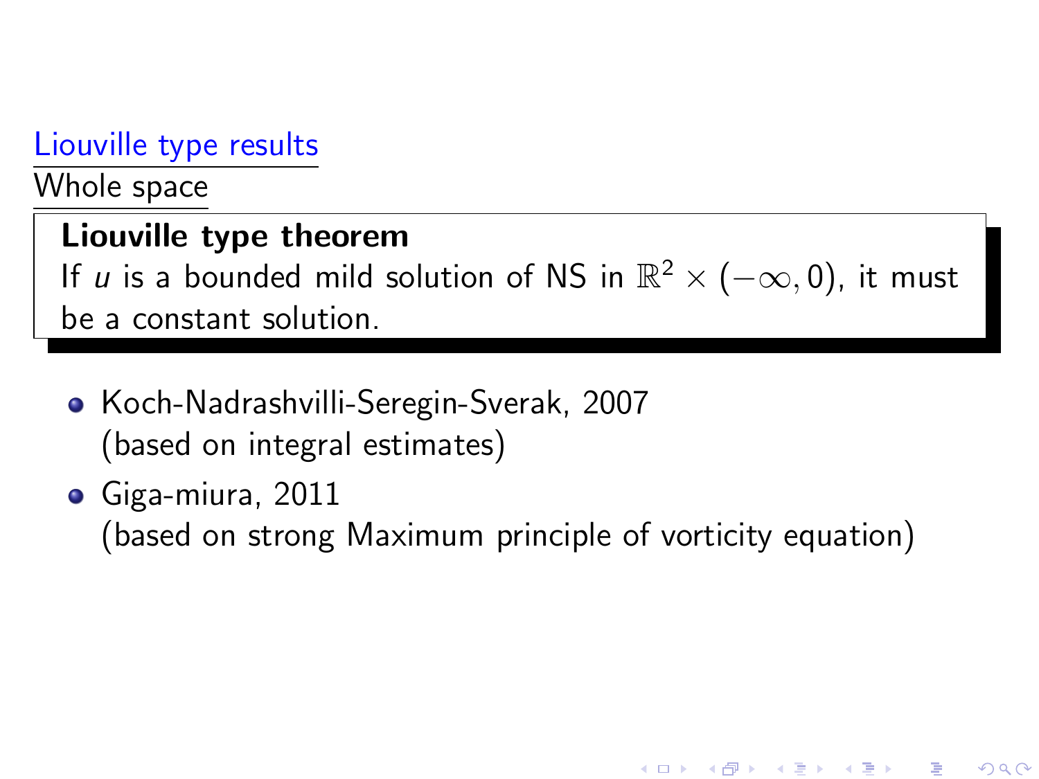## Liouville type results

### Whole space

**Liouville type theorem**

If $u$ is a bounded mild solution of NS in $\mathbb{R}^2 \times (-\infty, 0)$, it must be a constant solution.

- Koch-Nadrashvilli-Seregin-Sverak, 2007
  (based on integral estimates)
- Giga-miura, 2011
  (based on strong Maximum principle of vorticity equation)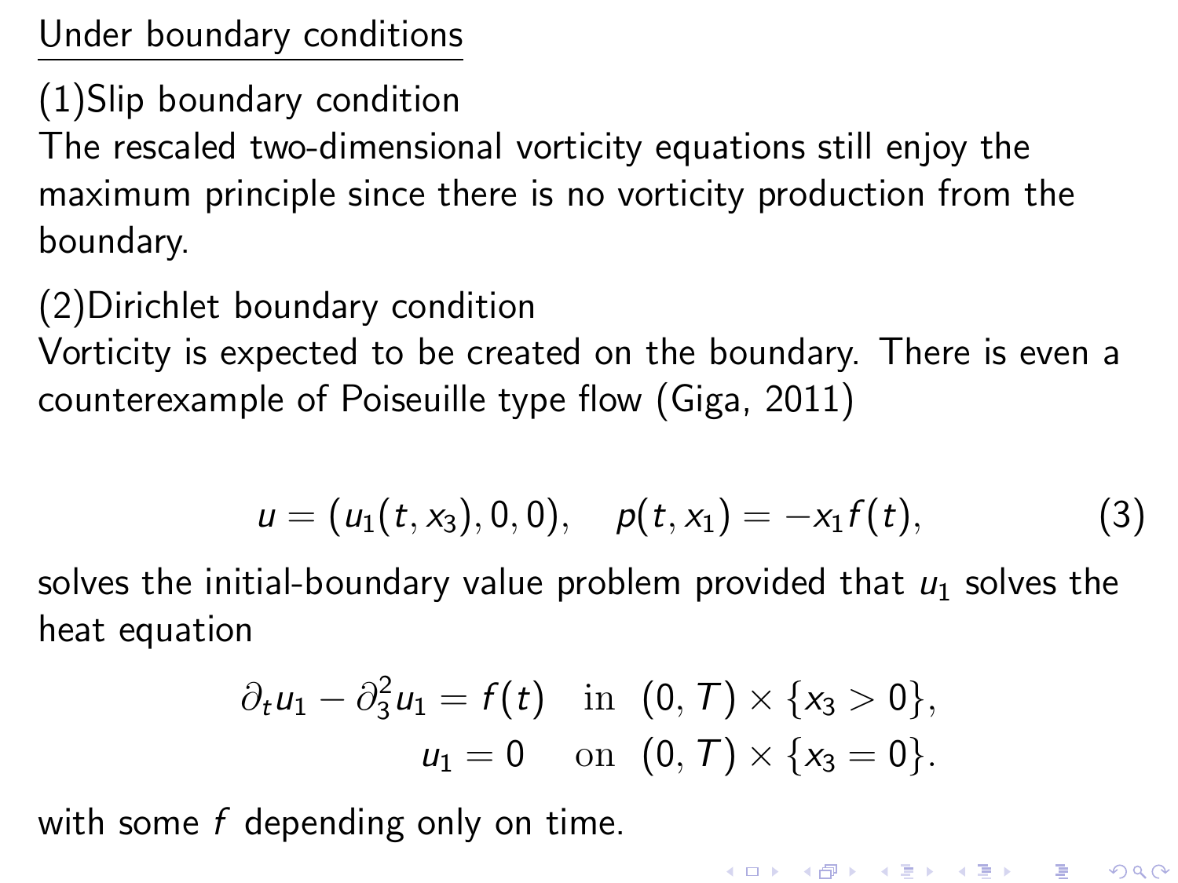Under boundary conditions

(1)Slip boundary condition

The rescaled two-dimensional vorticity equations still enjoy the maximum principle since there is no vorticity production from the boundary.

(2)Dirichlet boundary condition

Vorticity is expected to be created on the boundary. There is even a counterexample of Poiseuille type flow (Giga, 2011)

$$u = (u_1(t, x_3), 0, 0), \quad p(t, x_1) = -x_1 f(t), \tag{3}$$

solves the initial-boundary value problem provided that $u_1$ solves the heat equation

$$\begin{aligned} \partial_t u_1 - \partial_3^2 u_1 = f(t) \quad &\text{in} \quad (0, T) \times \{x_3 > 0\}, \\ u_1 = 0 \quad &\text{on} \quad (0, T) \times \{x_3 = 0\}. \end{aligned}$$

with some $f$ depending only on time.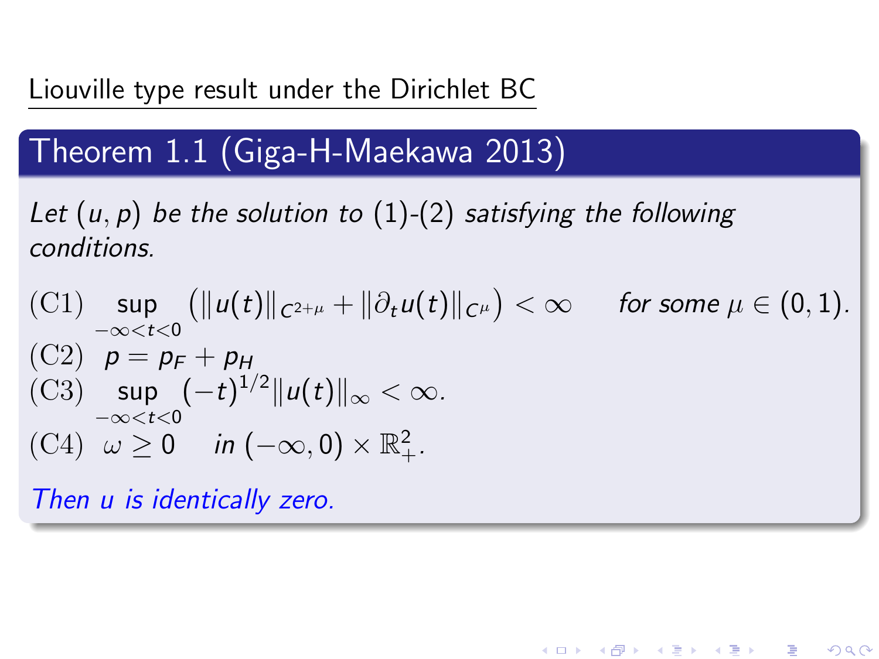## Liouville type result under the Dirichlet BC

### Theorem 1.1 (Giga-H-Maekawa 2013)

*Let $(u, p)$ be the solution to (1)-(2) satisfying the following conditions.*

(C1) $\sup_{-\infty < t < 0} \left( \|u(t)\|_{C^{2+\mu}} + \|\partial_t u(t)\|_{C^\mu} \right) < \infty$ *for some* $\mu \in (0, 1)$.

(C2) $p = p_F + p_H$

(C3) $\sup_{-\infty < t < 0} (-t)^{1/2} \|u(t)\|_\infty < \infty$.

(C4) $\omega \geq 0$ *in* $(-\infty, 0) \times \mathbb{R}^2_+$.

*Then $u$ is identically zero.*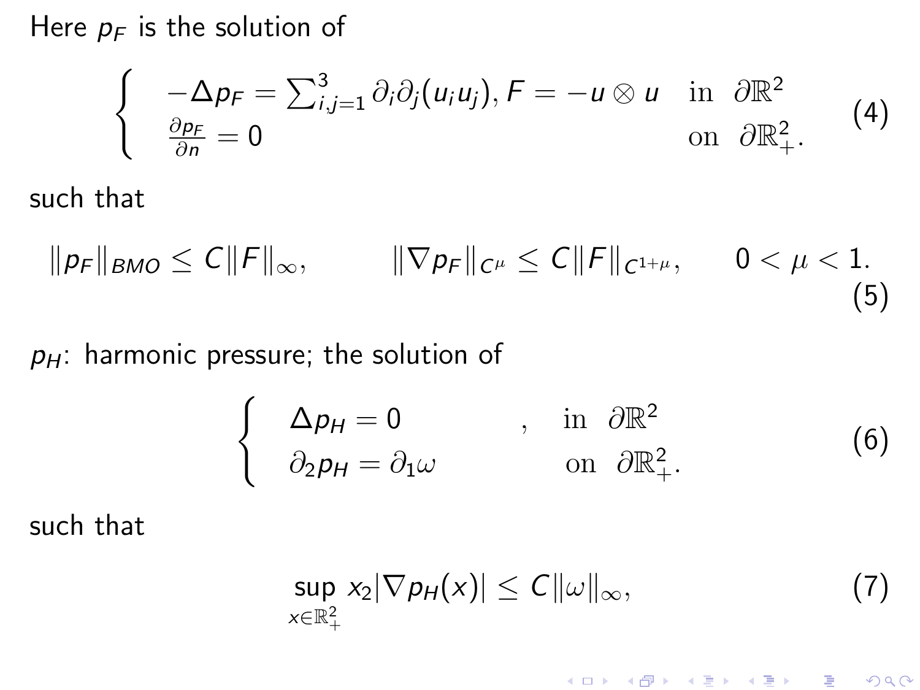Here $p_F$ is the solution of

$$
\begin{cases} -\Delta p_F = \sum_{i,j=1}^{3} \partial_i \partial_j (u_i u_j), F = -u \otimes u & \text{in } \partial\mathbb{R}^2 \\ \frac{\partial p_F}{\partial n} = 0 & \text{on } \partial\mathbb{R}^2_+. \end{cases} \tag{4}
$$

such that

$$
\|p_F\|_{BMO} \leq C\|F\|_\infty, \qquad \|\nabla p_F\|_{C^\mu} \leq C\|F\|_{C^{1+\mu}}, \qquad 0 < \mu < 1. \tag{5}
$$

$p_H$: harmonic pressure; the solution of

$$
\begin{cases} \Delta p_H = 0 & , \quad \text{in } \partial\mathbb{R}^2 \\ \partial_2 p_H = \partial_1 \omega & \quad \text{on } \partial\mathbb{R}^2_+. \end{cases} \tag{6}
$$

such that

$$
\sup_{x \in \mathbb{R}^2_+} x_2 |\nabla p_H(x)| \leq C\|\omega\|_\infty, \tag{7}
$$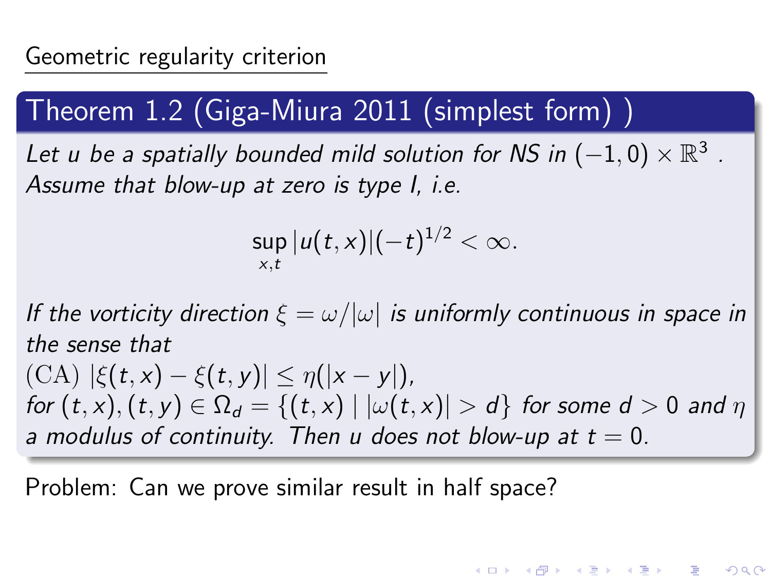## Geometric regularity criterion

### Theorem 1.2 (Giga-Miura 2011 (simplest form) )

*Let $u$ be a spatially bounded mild solution for NS in $(-1,0) \times \mathbb{R}^3$ . Assume that blow-up at zero is type I, i.e.*

$$\sup_{x,t} |u(t,x)|(-t)^{1/2} < \infty.$$

*If the vorticity direction $\xi = \omega/|\omega|$ is uniformly continuous in space in the sense that*
(CA) $|\xi(t,x) - \xi(t,y)| \leq \eta(|x-y|)$,
*for $(t,x), (t,y) \in \Omega_d = \{(t,x) \mid |\omega(t,x)| > d\}$ for some $d > 0$ and $\eta$ a modulus of continuity. Then $u$ does not blow-up at $t = 0$.*

Problem: Can we prove similar result in half space?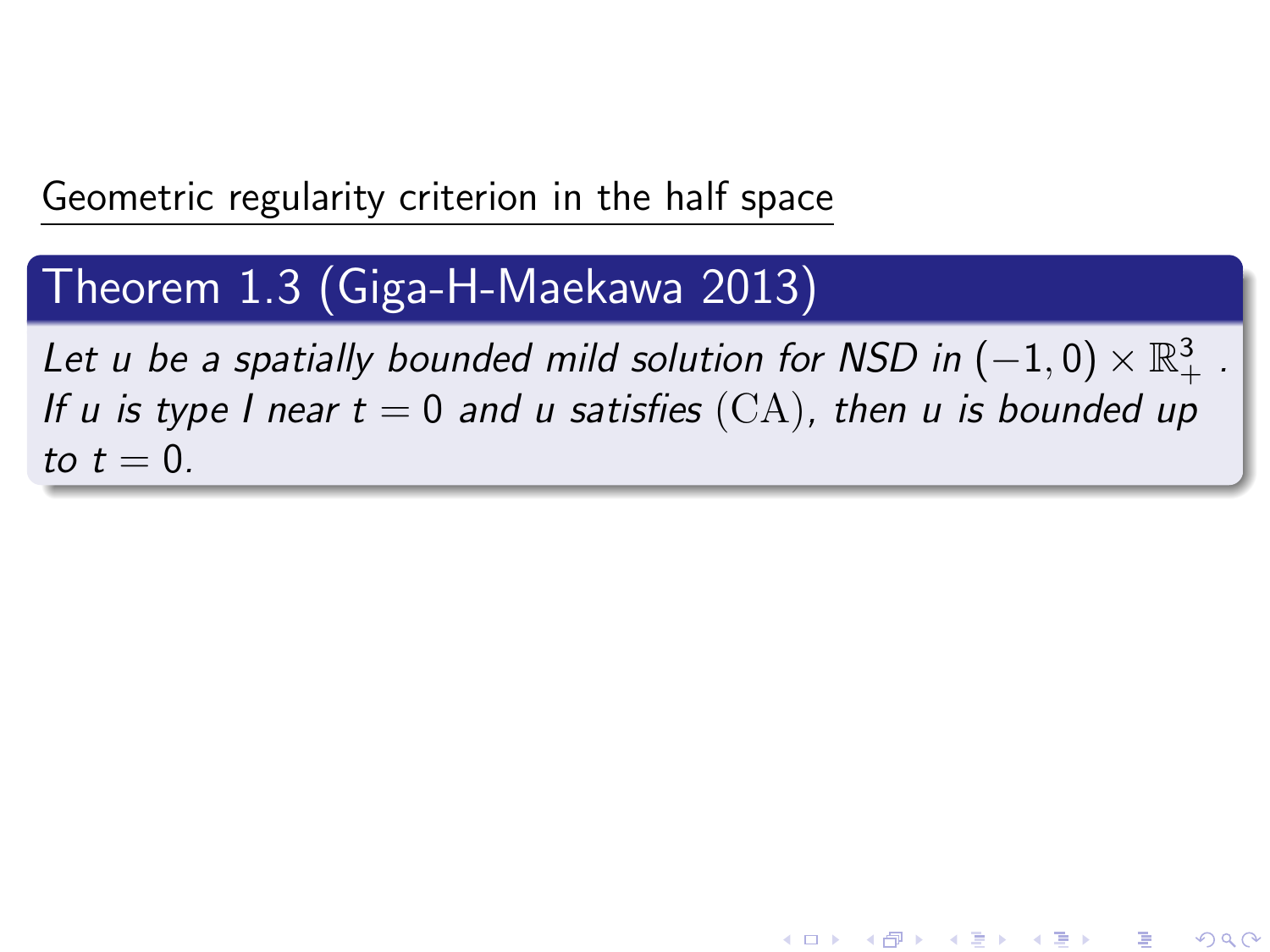## Geometric regularity criterion in the half space

**Theorem 1.3 (Giga-H-Maekawa 2013)**

*Let $u$ be a spatially bounded mild solution for NSD in $(-1, 0) \times \mathbb{R}^3_+$ . If $u$ is type I near $t = 0$ and $u$ satisfies $(\mathrm{CA})$, then $u$ is bounded up to $t = 0$.*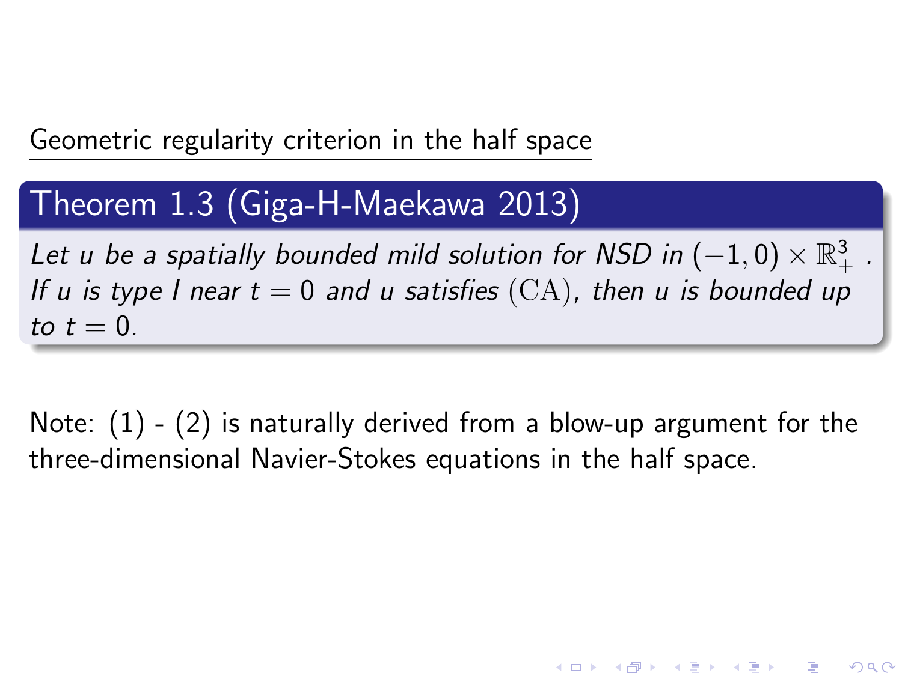## Geometric regularity criterion in the half space

**Theorem 1.3 (Giga-H-Maekawa 2013)**

*Let $u$ be a spatially bounded mild solution for NSD in $(-1, 0) \times \mathbb{R}^3_+$ . If $u$ is type I near $t = 0$ and $u$ satisfies $(\mathrm{CA})$, then $u$ is bounded up to $t = 0$.*

Note: (1) - (2) is naturally derived from a blow-up argument for the three-dimensional Navier-Stokes equations in the half space.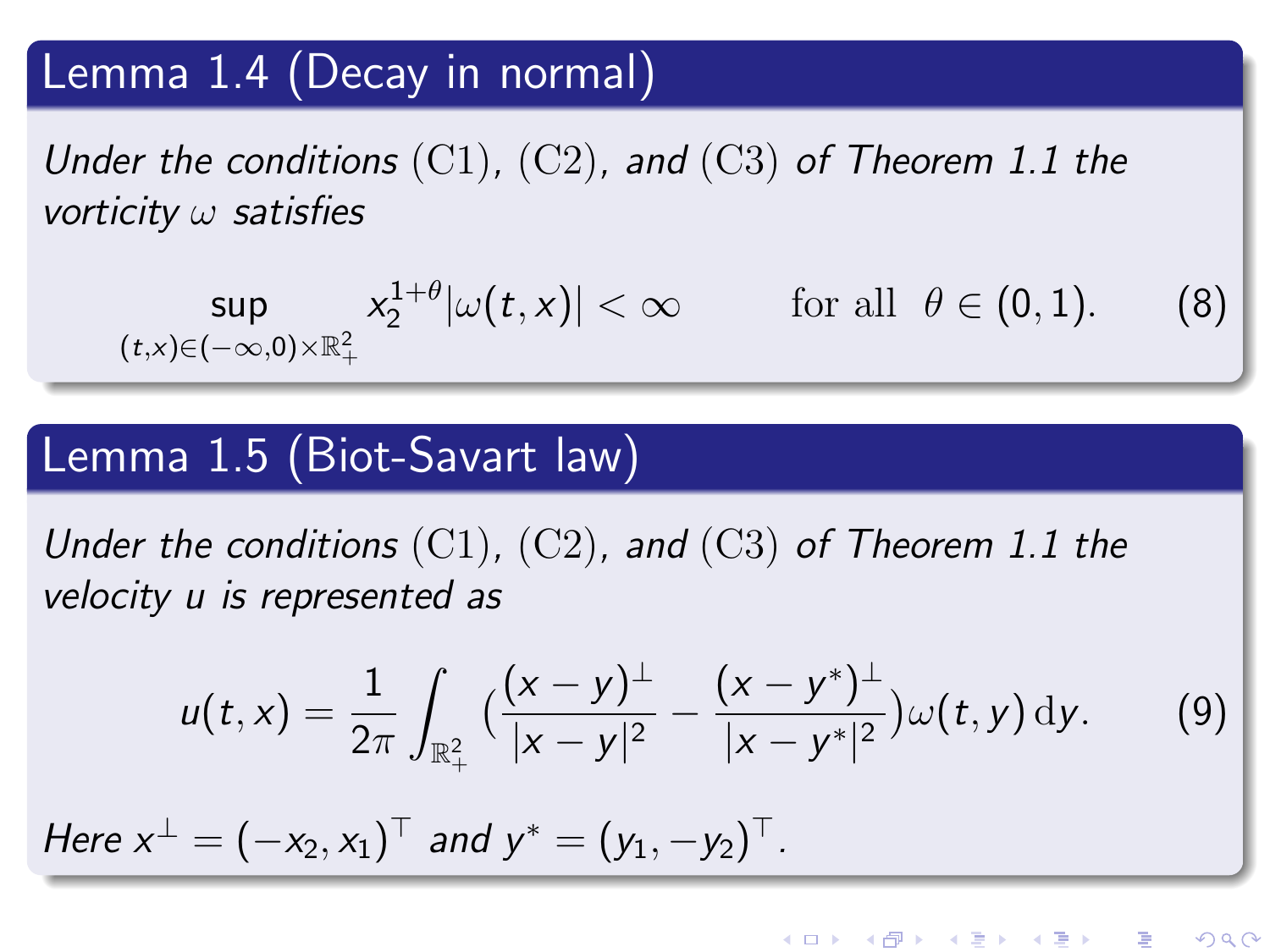### Lemma 1.4 (Decay in normal)

*Under the conditions* (C1), (C2), *and* (C3) *of Theorem 1.1 the vorticity* $\omega$ *satisfies*

$$\sup_{(t,x)\in(-\infty,0)\times\mathbb{R}^2_+} x_2^{1+\theta}|\omega(t,x)| < \infty \qquad \text{for all} \ \ \theta \in (0,1). \tag{8}$$

### Lemma 1.5 (Biot-Savart law)

*Under the conditions* (C1), (C2), *and* (C3) *of Theorem 1.1 the velocity* $u$ *is represented as*

$$u(t,x) = \frac{1}{2\pi}\int_{\mathbb{R}^2_+} \Big(\frac{(x-y)^\perp}{|x-y|^2} - \frac{(x-y^*)^\perp}{|x-y^*|^2}\Big)\omega(t,y)\,\mathrm{d}y. \tag{9}$$

*Here* $x^\perp = (-x_2, x_1)^\top$ *and* $y^* = (y_1, -y_2)^\top$.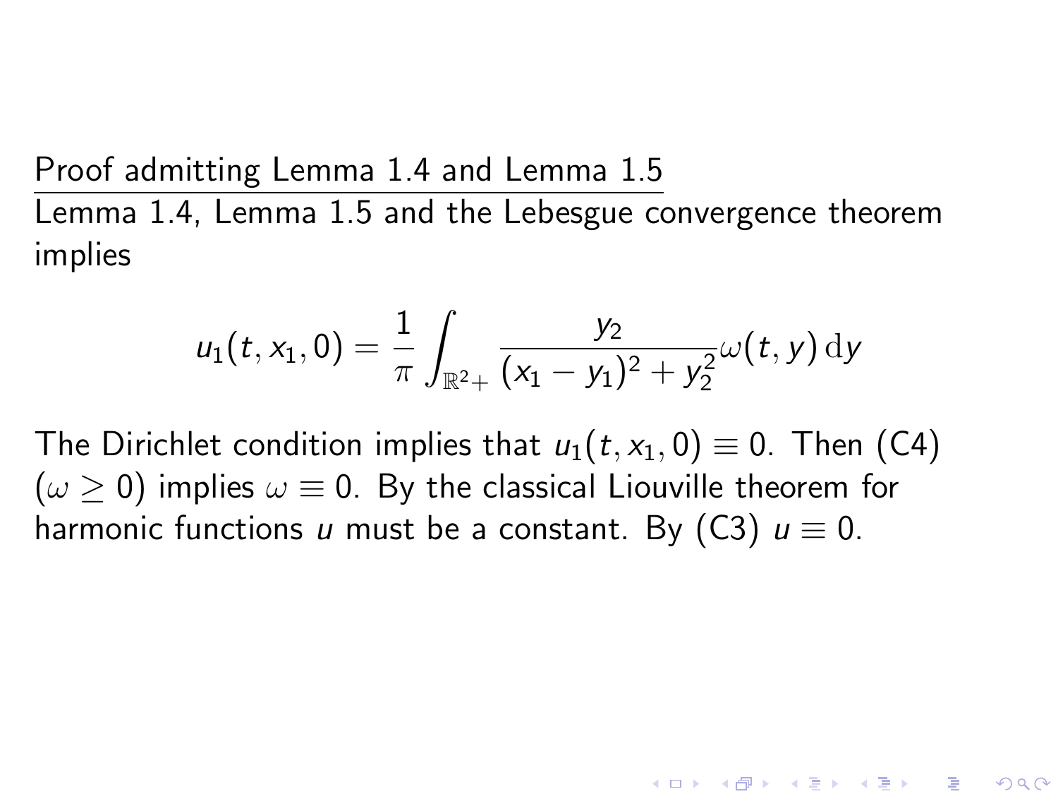Proof admitting Lemma 1.4 and Lemma 1.5

Lemma 1.4, Lemma 1.5 and the Lebesgue convergence theorem implies

$$u_1(t, x_1, 0) = \frac{1}{\pi} \int_{\mathbb{R}^2+} \frac{y_2}{(x_1 - y_1)^2 + y_2^2} \omega(t, y) \, \mathrm{d}y$$

The Dirichlet condition implies that $u_1(t, x_1, 0) \equiv 0$. Then (C4) ($\omega \geq 0$) implies $\omega \equiv 0$. By the classical Liouville theorem for harmonic functions $u$ must be a constant. By (C3) $u \equiv 0$.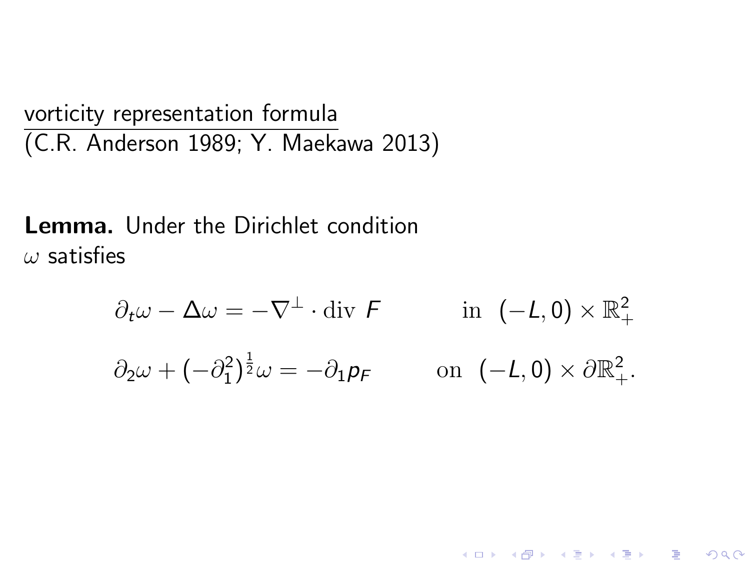<u>vorticity representation formula</u>
(C.R. Anderson 1989; Y. Maekawa 2013)

**Lemma.** Under the Dirichlet condition
$\omega$ satisfies

$$\partial_t \omega - \Delta \omega = -\nabla^\perp \cdot \mathrm{div}\ F \qquad \text{in} \ \ (-L, 0) \times \mathbb{R}^2_+$$

$$\partial_2 \omega + (-\partial_1^2)^{\frac{1}{2}} \omega = -\partial_1 p_F \qquad \text{on} \ \ (-L, 0) \times \partial\mathbb{R}^2_+.$$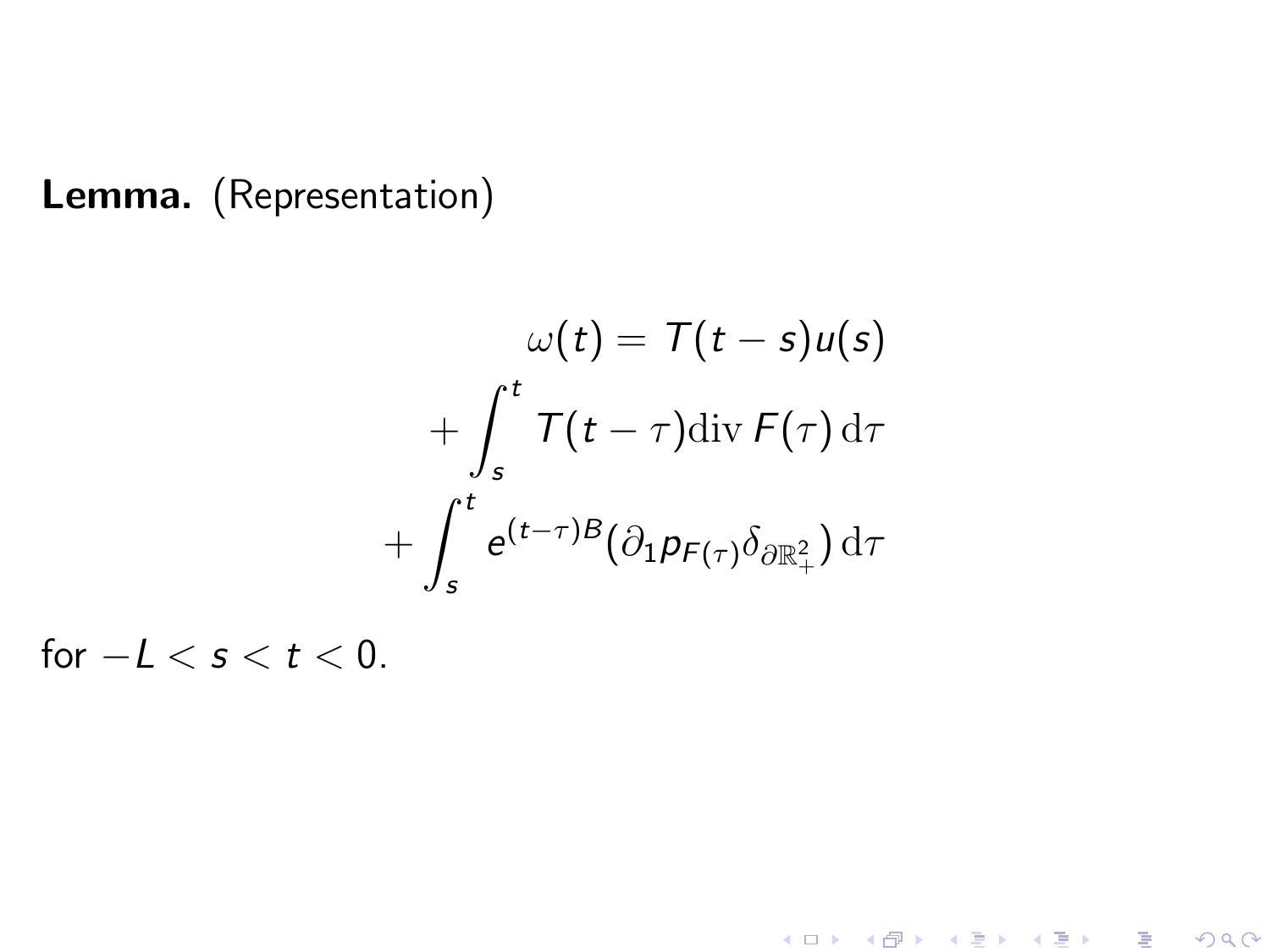**Lemma.** (Representation)

$$
\begin{aligned}
\omega(t) &= T(t-s)u(s) \\
&+ \int_s^t T(t-\tau)\mathrm{div}\, F(\tau)\, \mathrm{d}\tau \\
&+ \int_s^t e^{(t-\tau)B}(\partial_1 p_{F(\tau)} \delta_{\partial \mathbb{R}^2_+})\, \mathrm{d}\tau
\end{aligned}
$$

for $-L < s < t < 0$.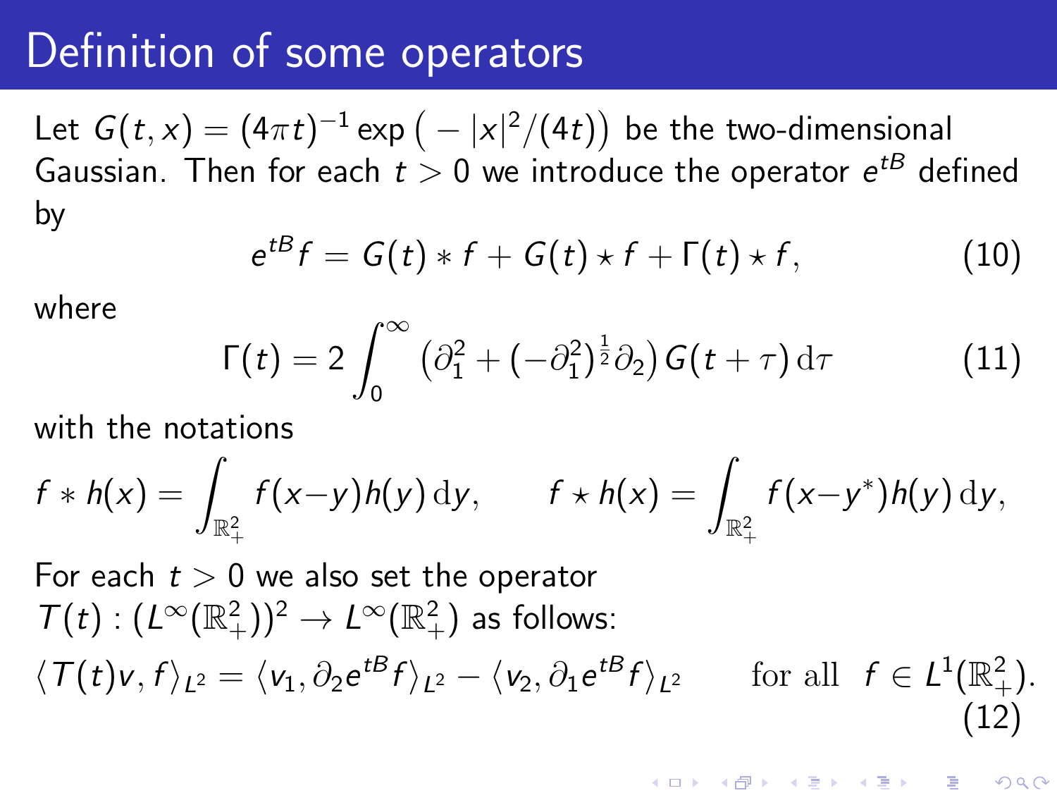# Definition of some operators

Let $G(t,x) = (4\pi t)^{-1} \exp\big(-|x|^2/(4t)\big)$ be the two-dimensional Gaussian. Then for each $t > 0$ we introduce the operator $e^{tB}$ defined by

$$e^{tB} f = G(t) * f + G(t) \star f + \Gamma(t) \star f, \tag{10}$$

where

$$\Gamma(t) = 2 \int_0^\infty \big(\partial_1^2 + (-\partial_1^2)^{\frac{1}{2}} \partial_2\big) G(t+\tau) \, \mathrm{d}\tau \tag{11}$$

with the notations

$$f * h(x) = \int_{\mathbb{R}^2_+} f(x-y) h(y) \, \mathrm{d}y, \qquad f \star h(x) = \int_{\mathbb{R}^2_+} f(x-y^*) h(y) \, \mathrm{d}y,$$

For each $t > 0$ we also set the operator $T(t) : (L^\infty(\mathbb{R}^2_+))^2 \to L^\infty(\mathbb{R}^2_+)$ as follows:

$$\langle T(t) v, f \rangle_{L^2} = \langle v_1, \partial_2 e^{tB} f \rangle_{L^2} - \langle v_2, \partial_1 e^{tB} f \rangle_{L^2} \qquad \text{for all} \;\; f \in L^1(\mathbb{R}^2_+). \tag{12}$$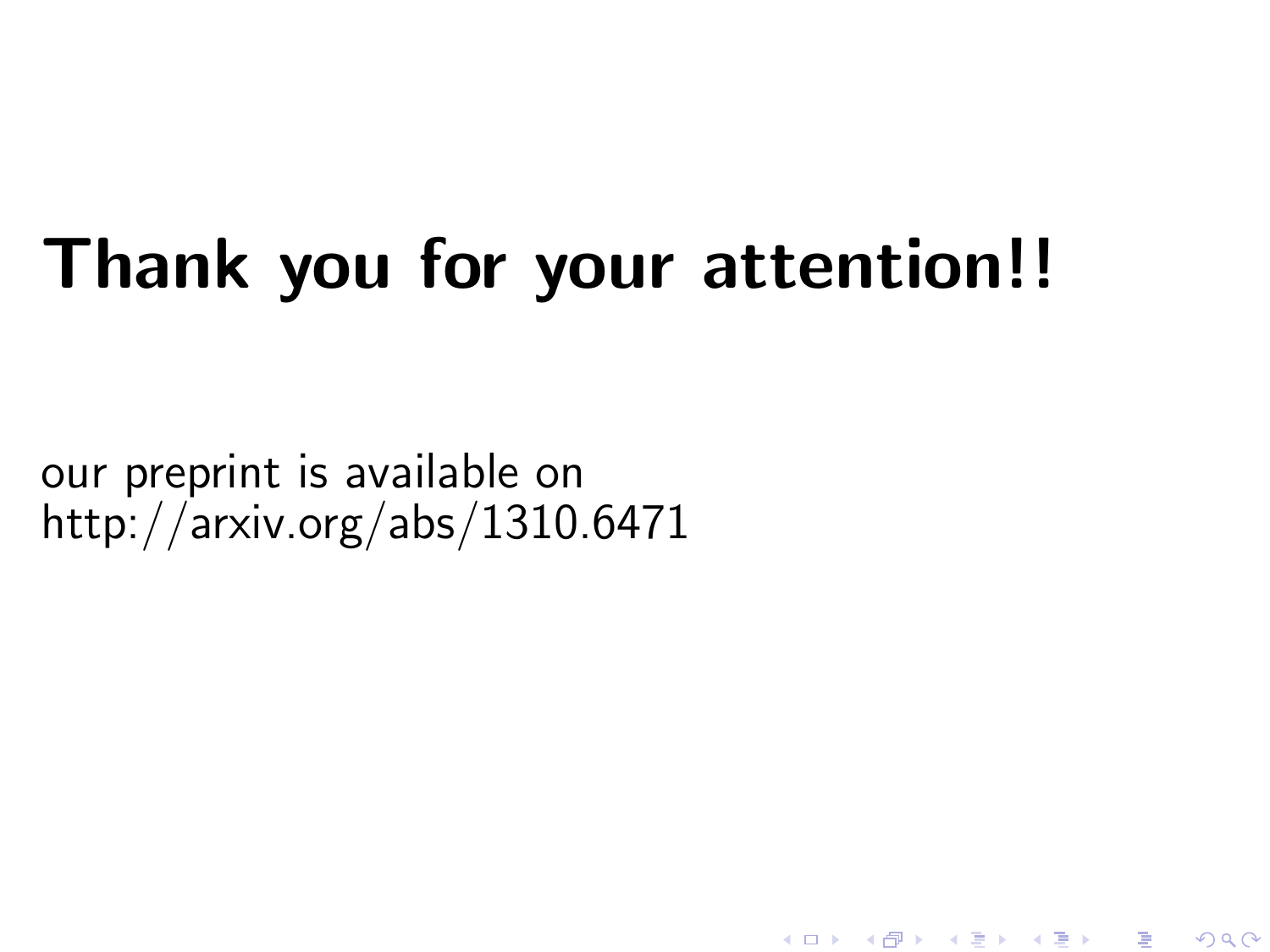# Thank you for your attention!!

our preprint is available on
http://arxiv.org/abs/1310.6471